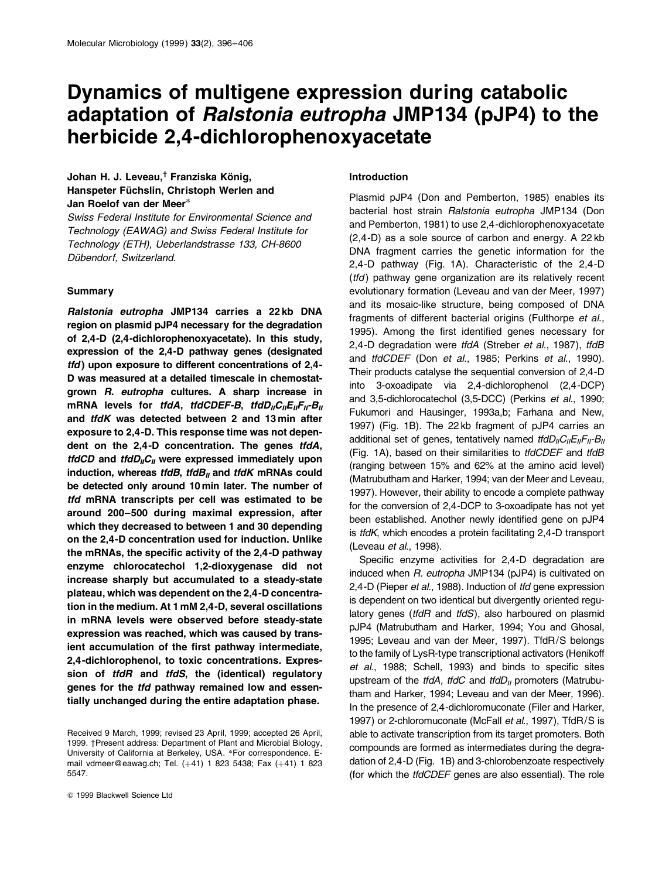# Dynamics of multigene expression during catabolic adaptation of *Ralstonia eutropha* JMP134 (pJP4) to the herbicide 2,4-dichlorophenoxyacetate

**Johan H. J. Leveau,[†] Franziska König, Hanspeter Füchslin, Christoph Werlen and Jan Roelof van der Meer***

*Swiss Federal Institute for Environmental Science and Technology (EAWAG) and Swiss Federal Institute for Technology (ETH), Ueberlandstrasse 133, CH-8600 Dübendorf, Switzerland.*

## Summary

***Ralstonia eutropha* JMP134 carries a 22 kb DNA region on plasmid pJP4 necessary for the degradation of 2,4-D (2,4-dichlorophenoxyacetate). In this study, expression of the 2,4-D pathway genes (designated *tfd*) upon exposure to different concentrations of 2,4-D was measured at a detailed timescale in chemostat-grown *R. eutropha* cultures. A sharp increase in mRNA levels for *tfdA*, *tfdCDEF-B*, *tfdD$_{II}$C$_{II}$E$_{II}$F$_{II}$-B$_{II}$* and *tfdK* was detected between 2 and 13 min after exposure to 2,4-D. This response time was not dependent on the 2,4-D concentration. The genes *tfdA*, *tfdCD* and *tfdD$_{II}$C$_{II}$* were expressed immediately upon induction, whereas *tfdB*, *tfdB$_{II}$* and *tfdK* mRNAs could be detected only around 10 min later. The number of *tfd* mRNA transcripts per cell was estimated to be around 200–500 during maximal expression, after which they decreased to between 1 and 30 depending on the 2,4-D concentration used for induction. Unlike the mRNAs, the specific activity of the 2,4-D pathway enzyme chlorocatechol 1,2-dioxygenase did not increase sharply but accumulated to a steady-state plateau, which was dependent on the 2,4-D concentration in the medium. At 1 mM 2,4-D, several oscillations in mRNA levels were observed before steady-state expression was reached, which was caused by transient accumulation of the first pathway intermediate, 2,4-dichlorophenol, to toxic concentrations. Expression of *tfdR* and *tfdS*, the (identical) regulatory genes for the *tfd* pathway remained low and essentially unchanged during the entire adaptation phase.**

Received 9 March, 1999; revised 23 April, 1999; accepted 26 April, 1999. †Present address: Department of Plant and Microbial Biology, University of California at Berkeley, USA. *For correspondence. E-mail vdmeer@eawag.ch; Tel. (+41) 1 823 5438; Fax (+41) 1 823 5547.

## Introduction

Plasmid pJP4 (Don and Pemberton, 1985) enables its bacterial host strain *Ralstonia eutropha* JMP134 (Don and Pemberton, 1981) to use 2,4-dichlorophenoxyacetate (2,4-D) as a sole source of carbon and energy. A 22 kb DNA fragment carries the genetic information for the 2,4-D pathway (Fig. 1A). Characteristic of the 2,4-D (*tfd*) pathway gene organization are its relatively recent evolutionary formation (Leveau and van der Meer, 1997) and its mosaic-like structure, being composed of DNA fragments of different bacterial origins (Fulthorpe *et al.*, 1995). Among the first identified genes necessary for 2,4-D degradation were *tfdA* (Streber *et al.*, 1987), *tfdB* and *tfdCDEF* (Don *et al.*, 1985; Perkins *et al.*, 1990). Their products catalyse the sequential conversion of 2,4-D into 3-oxoadipate via 2,4-dichlorophenol (2,4-DCP) and 3,5-dichlorocatechol (3,5-DCC) (Perkins *et al.*, 1990; Fukumori and Hausinger, 1993a,b; Farhana and New, 1997) (Fig. 1B). The 22 kb fragment of pJP4 carries an additional set of genes, tentatively named *tfdD$_{II}$C$_{II}$E$_{II}$F$_{II}$-B$_{II}$* (Fig. 1A), based on their similarities to *tfdCDEF* and *tfdB* (ranging between 15% and 62% at the amino acid level) (Matrubutham and Harker, 1994; van der Meer and Leveau, 1997). However, their ability to encode a complete pathway for the conversion of 2,4-DCP to 3-oxoadipate has not yet been established. Another newly identified gene on pJP4 is *tfdK*, which encodes a protein facilitating 2,4-D transport (Leveau *et al.*, 1998).

Specific enzyme activities for 2,4-D degradation are induced when *R. eutropha* JMP134 (pJP4) is cultivated on 2,4-D (Pieper *et al.*, 1988). Induction of *tfd* gene expression is dependent on two identical but divergently oriented regulatory genes (*tfdR* and *tfdS*), also harboured on plasmid pJP4 (Matrubutham and Harker, 1994; You and Ghosal, 1995; Leveau and van der Meer, 1997). TfdR/S belongs to the family of LysR-type transcriptional activators (Henikoff *et al.*, 1988; Schell, 1993) and binds to specific sites upstream of the *tfdA*, *tfdC* and *tfdD$_{II}$* promoters (Matrubutham and Harker, 1994; Leveau and van der Meer, 1996). In the presence of 2,4-dichloromuconate (Filer and Harker, 1997) or 2-chloromuconate (McFall *et al.*, 1997), TfdR/S is able to activate transcription from its target promoters. Both compounds are formed as intermediates during the degradation of 2,4-D (Fig. 1B) and 3-chlorobenzoate respectively (for which the *tfdCDEF* genes are also essential). The role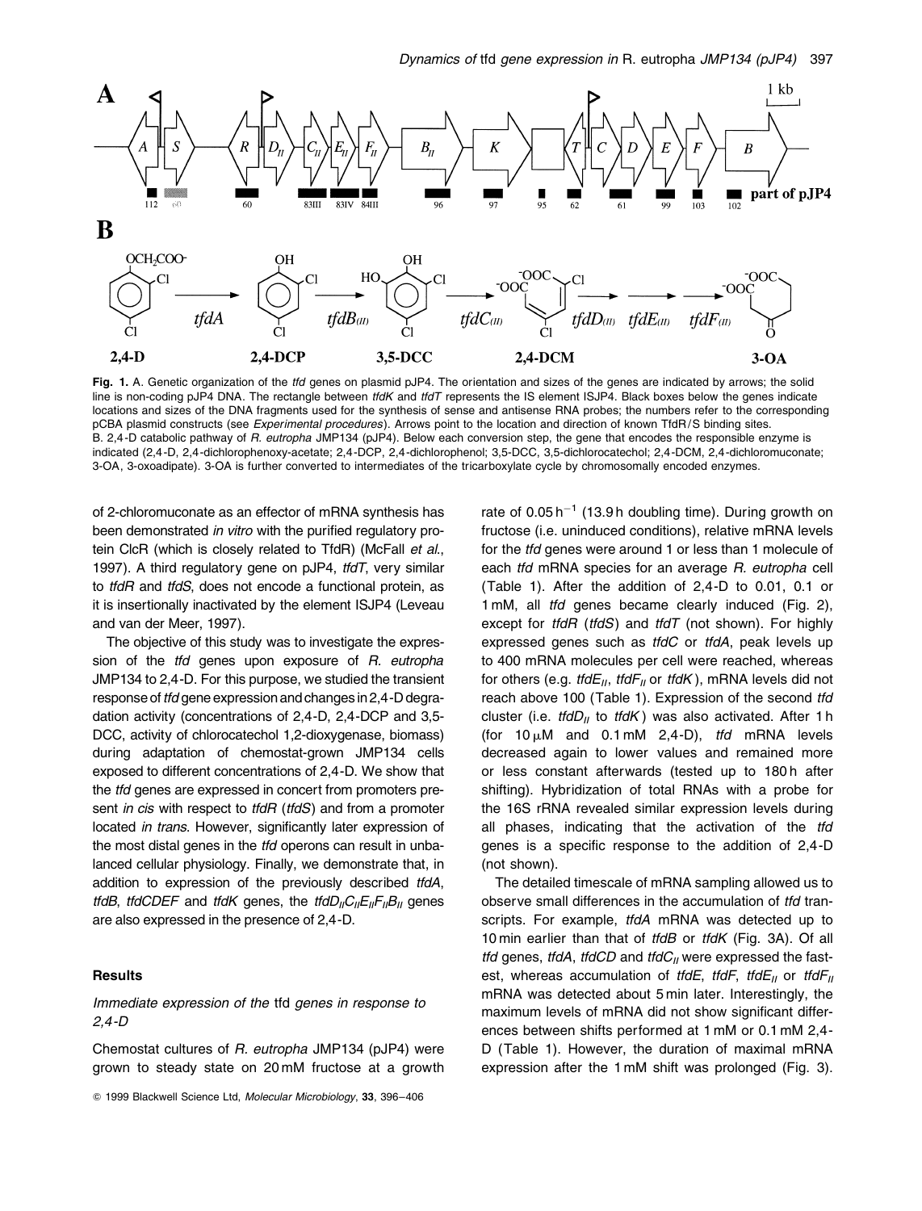**Fig. 1.** A. Genetic organization of the *tfd* genes on plasmid pJP4. The orientation and sizes of the genes are indicated by arrows; the solid line is non-coding pJP4 DNA. The rectangle between *tfdK* and *tfdT* represents the IS element ISJP4. Black boxes below the genes indicate locations and sizes of the DNA fragments used for the synthesis of sense and antisense RNA probes; the numbers refer to the corresponding pCBA plasmid constructs (see *Experimental procedures*). Arrows point to the location and direction of known TfdR/S binding sites.
B. 2,4-D catabolic pathway of *R. eutropha* JMP134 (pJP4). Below each conversion step, the gene that encodes the responsible enzyme is indicated (2,4-D, 2,4-dichlorophenoxy-acetate; 2,4-DCP, 2,4-dichlorophenol; 3,5-DCC, 3,5-dichlorocatechol; 2,4-DCM, 2,4-dichloromuconate; 3-OA, 3-oxoadipate). 3-OA is further converted to intermediates of the tricarboxylate cycle by chromosomally encoded enzymes.

of 2-chloromuconate as an effector of mRNA synthesis has been demonstrated *in vitro* with the purified regulatory protein ClcR (which is closely related to TfdR) (McFall *et al.*, 1997). A third regulatory gene on pJP4, *tfdT*, very similar to *tfdR* and *tfdS*, does not encode a functional protein, as it is insertionally inactivated by the element ISJP4 (Leveau and van der Meer, 1997).

The objective of this study was to investigate the expression of the *tfd* genes upon exposure of *R. eutropha* JMP134 to 2,4-D. For this purpose, we studied the transient response of *tfd* gene expression and changes in 2,4-D degradation activity (concentrations of 2,4-D, 2,4-DCP and 3,5-DCC, activity of chlorocatechol 1,2-dioxygenase, biomass) during adaptation of chemostat-grown JMP134 cells exposed to different concentrations of 2,4-D. We show that the *tfd* genes are expressed in concert from promoters present *in cis* with respect to *tfdR* (*tfdS*) and from a promoter located *in trans*. However, significantly later expression of the most distal genes in the *tfd* operons can result in unbalanced cellular physiology. Finally, we demonstrate that, in addition to expression of the previously described *tfdA*, *tfdB*, *tfdCDEF* and *tfdK* genes, the $tfdD_{II}C_{II}E_{II}F_{II}B_{II}$ genes are also expressed in the presence of 2,4-D.

## Results

### *Immediate expression of the* tfd *genes in response to 2,4-D*

Chemostat cultures of *R. eutropha* JMP134 (pJP4) were grown to steady state on 20 mM fructose at a growth rate of 0.05 $h^{-1}$ (13.9 h doubling time). During growth on fructose (i.e. uninduced conditions), relative mRNA levels for the *tfd* genes were around 1 or less than 1 molecule of each *tfd* mRNA species for an average *R. eutropha* cell (Table 1). After the addition of 2,4-D to 0.01, 0.1 or 1 mM, all *tfd* genes became clearly induced (Fig. 2), except for *tfdR* (*tfdS*) and *tfdT* (not shown). For highly expressed genes such as *tfdC* or *tfdA*, peak levels up to 400 mRNA molecules per cell were reached, whereas for others (e.g. $tfdE_{II}$, $tfdF_{II}$ or *tfdK*), mRNA levels did not reach above 100 (Table 1). Expression of the second *tfd* cluster (i.e. $tfdD_{II}$ to *tfdK*) was also activated. After 1 h (for 10 μM and 0.1 mM 2,4-D), *tfd* mRNA levels decreased again to lower values and remained more or less constant afterwards (tested up to 180 h after shifting). Hybridization of total RNAs with a probe for the 16S rRNA revealed similar expression levels during all phases, indicating that the activation of the *tfd* genes is a specific response to the addition of 2,4-D (not shown).

The detailed timescale of mRNA sampling allowed us to observe small differences in the accumulation of *tfd* transcripts. For example, *tfdA* mRNA was detected up to 10 min earlier than that of *tfdB* or *tfdK* (Fig. 3A). Of all *tfd* genes, *tfdA*, *tfdCD* and $tfdC_{II}$ were expressed the fastest, whereas accumulation of *tfdE*, *tfdF*, $tfdE_{II}$ or $tfdF_{II}$ mRNA was detected about 5 min later. Interestingly, the maximum levels of mRNA did not show significant differences between shifts performed at 1 mM or 0.1 mM 2,4-D (Table 1). However, the duration of maximal mRNA expression after the 1 mM shift was prolonged (Fig. 3).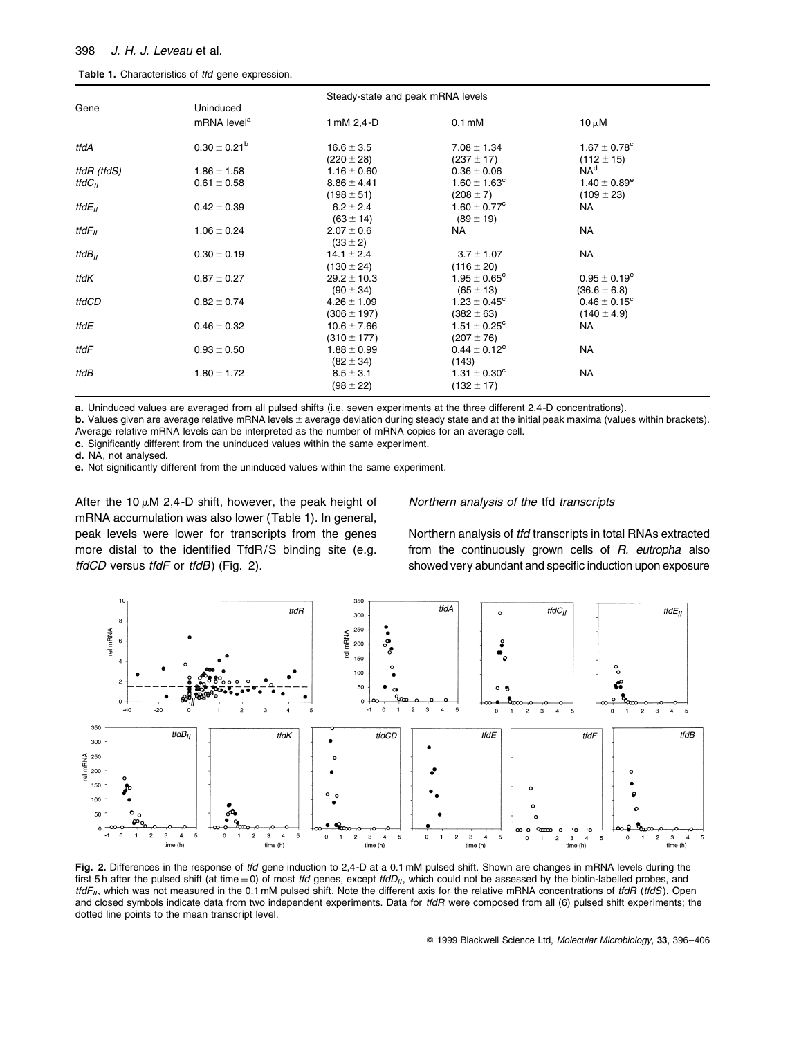**Table 1.** Characteristics of *tfd* gene expression.

| Gene | Uninduced mRNA level[a] | Steady-state and peak mRNA levels | | |
|---|---|---|---|---|
| | | 1 mM 2,4-D | 0.1 mM | 10 μM |
| *tfdA* | 0.30 ± 0.21[b] | 16.6 ± 3.5 (220 ± 28) | 7.08 ± 1.34 (237 ± 17) | 1.67 ± 0.78[c] (112 ± 15) |
| *tfdR* (*tfdS*) | 1.86 ± 1.58 | 1.16 ± 0.60 | 0.36 ± 0.06 | NA[d] |
| *tfdC$_{II}$* | 0.61 ± 0.58 | 8.86 ± 4.41 (198 ± 51) | 1.60 ± 1.63[c] (208 ± 7) | 1.40 ± 0.89[e] (109 ± 23) |
| *tfdE$_{II}$* | 0.42 ± 0.39 | 6.2 ± 2.4 (63 ± 14) | 1.60 ± 0.77[c] (89 ± 19) | NA |
| *tfdF$_{II}$* | 1.06 ± 0.24 | 2.07 ± 0.6 (33 ± 2) | NA | NA |
| *tfdB$_{II}$* | 0.30 ± 0.19 | 14.1 ± 2.4 (130 ± 24) | 3.7 ± 1.07 (116 ± 20) | NA |
| *tfdK* | 0.87 ± 0.27 | 29.2 ± 10.3 (90 ± 34) | 1.95 ± 0.65[c] (65 ± 13) | 0.95 ± 0.19[e] (36.6 ± 6.8) |
| *tfdCD* | 0.82 ± 0.74 | 4.26 ± 1.09 (306 ± 197) | 1.23 ± 0.45[c] (382 ± 63) | 0.46 ± 0.15[c] (140 ± 4.9) |
| *tfdE* | 0.46 ± 0.32 | 10.6 ± 7.66 (310 ± 177) | 1.51 ± 0.25[c] (207 ± 76) | NA |
| *tfdF* | 0.93 ± 0.50 | 1.88 ± 0.99 (82 ± 34) | 0.44 ± 0.12[e] (143) | NA |
| *tfdB* | 1.80 ± 1.72 | 8.5 ± 3.1 (98 ± 22) | 1.31 ± 0.30[c] (132 ± 17) | NA |

**a.** Uninduced values are averaged from all pulsed shifts (i.e. seven experiments at the three different 2,4-D concentrations).
**b.** Values given are average relative mRNA levels ± average deviation during steady state and at the initial peak maxima (values within brackets). Average relative mRNA levels can be interpreted as the number of mRNA copies for an average cell.
**c.** Significantly different from the uninduced values within the same experiment.
**d.** NA, not analysed.
**e.** Not significantly different from the uninduced values within the same experiment.

After the 10 μM 2,4-D shift, however, the peak height of mRNA accumulation was also lower (Table 1). In general, peak levels were lower for transcripts from the genes more distal to the identified TfdR/S binding site (e.g. *tfdCD* versus *tfdF* or *tfdB*) (Fig. 2).

### *Northern analysis of the* tfd *transcripts*

Northern analysis of *tfd* transcripts in total RNAs extracted from the continuously grown cells of *R. eutropha* also showed very abundant and specific induction upon exposure

**Fig. 2.** Differences in the response of *tfd* gene induction to 2,4-D at a 0.1 mM pulsed shift. Shown are changes in mRNA levels during the first 5 h after the pulsed shift (at time = 0) of most *tfd* genes, except *tfdD$_{II}$*, which could not be assessed by the biotin-labelled probes, and *tfdF$_{II}$*, which was not measured in the 0.1 mM pulsed shift. Note the different axis for the relative mRNA concentrations of *tfdR* (*tfdS*). Open and closed symbols indicate data from two independent experiments. Data for *tfdR* were composed from all (6) pulsed shift experiments; the dotted line points to the mean transcript level.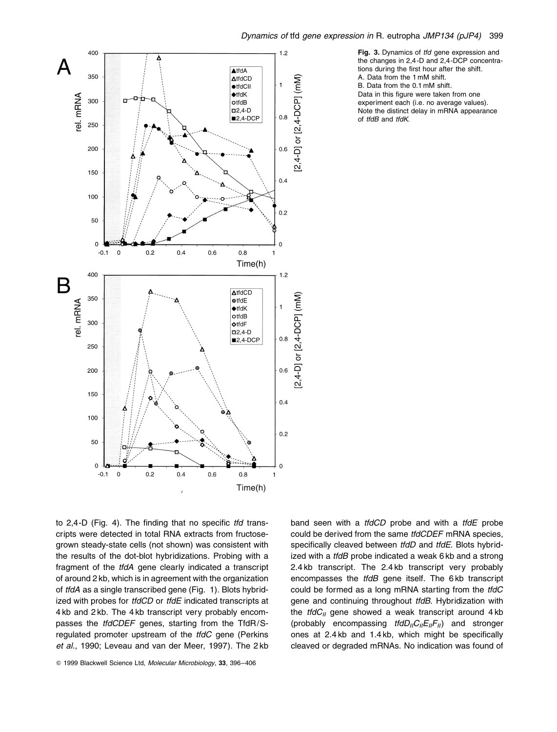**Fig. 3.** Dynamics of *tfd* gene expression and the changes in 2,4-D and 2,4-DCP concentrations during the first hour after the shift.
A. Data from the 1 mM shift.
B. Data from the 0.1 mM shift.
Data in this figure were taken from one experiment each (i.e. no average values). Note the distinct delay in mRNA appearance of *tfdB* and *tfdK*.

to 2,4-D (Fig. 4). The finding that no specific *tfd* transcripts were detected in total RNA extracts from fructose-grown steady-state cells (not shown) was consistent with the results of the dot-blot hybridizations. Probing with a fragment of the *tfdA* gene clearly indicated a transcript of around 2 kb, which is in agreement with the organization of *tfdA* as a single transcribed gene (Fig. 1). Blots hybridized with probes for *tfdCD* or *tfdE* indicated transcripts at 4 kb and 2 kb. The 4 kb transcript very probably encompasses the *tfdCDEF* genes, starting from the TfdR/S-regulated promoter upstream of the *tfdC* gene (Perkins *et al*., 1990; Leveau and van der Meer, 1997). The 2 kb band seen with a *tfdCD* probe and with a *tfdE* probe could be derived from the same *tfdCDEF* mRNA species, specifically cleaved between *tfdD* and *tfdE*. Blots hybridized with a *tfdB* probe indicated a weak 6 kb and a strong 2.4 kb transcript. The 2.4 kb transcript very probably encompasses the *tfdB* gene itself. The 6 kb transcript could be formed as a long mRNA starting from the *tfdC* gene and continuing throughout *tfdB*. Hybridization with the $tfdC_{II}$ gene showed a weak transcript around 4 kb (probably encompassing $tfdD_{II}C_{II}E_{II}F_{II}$) and stronger ones at 2.4 kb and 1.4 kb, which might be specifically cleaved or degraded mRNAs. No indication was found of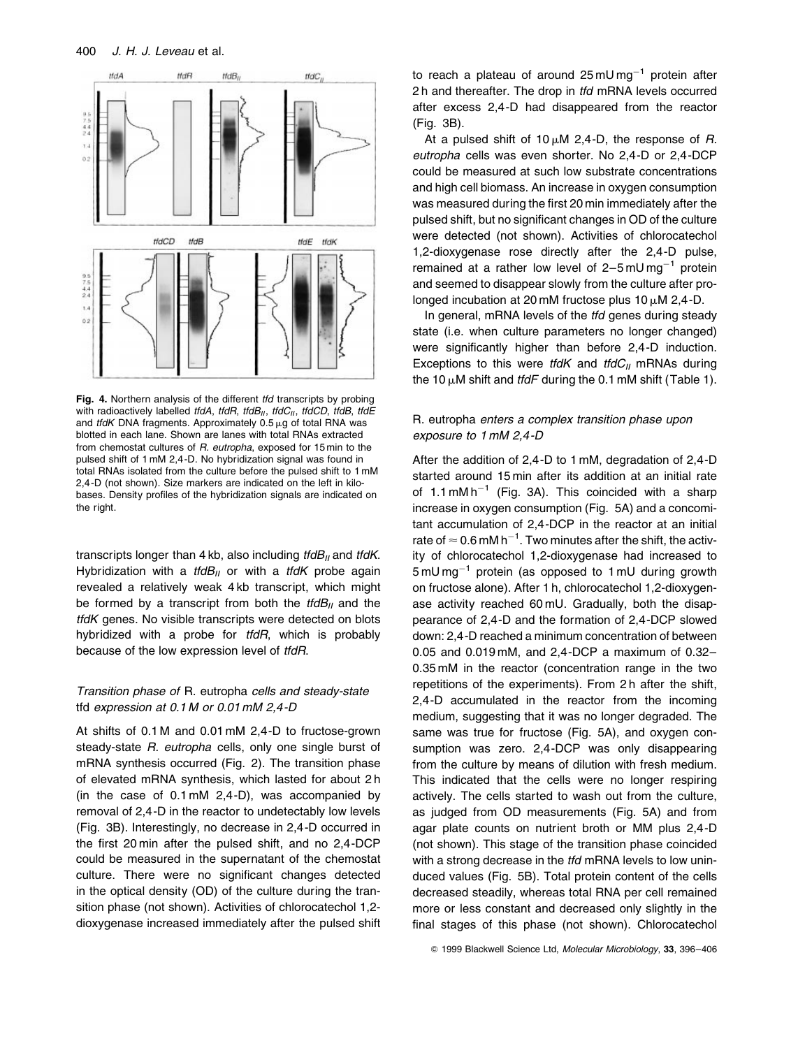**Fig. 4.** Northern analysis of the different *tfd* transcripts by probing with radioactively labelled *tfdA*, *tfdR*, $tfdB_{II}$, $tfdC_{II}$, *tfdCD*, *tfdB*, *tfdE* and *tfdK* DNA fragments. Approximately 0.5 μg of total RNA was blotted in each lane. Shown are lanes with total RNAs extracted from chemostat cultures of *R. eutropha*, exposed for 15 min to the pulsed shift of 1 mM 2,4-D. No hybridization signal was found in total RNAs isolated from the culture before the pulsed shift to 1 mM 2,4-D (not shown). Size markers are indicated on the left in kilobases. Density profiles of the hybridization signals are indicated on the right.

transcripts longer than 4 kb, also including $tfdB_{II}$ and *tfdK*. Hybridization with a $tfdB_{II}$ or with a *tfdK* probe again revealed a relatively weak 4 kb transcript, which might be formed by a transcript from both the $tfdB_{II}$ and the *tfdK* genes. No visible transcripts were detected on blots hybridized with a probe for *tfdR*, which is probably because of the low expression level of *tfdR*.

### *Transition phase of* R. eutropha *cells and steady-state* tfd *expression at 0.1 M or 0.01 mM 2,4-D*

At shifts of 0.1 M and 0.01 mM 2,4-D to fructose-grown steady-state *R. eutropha* cells, only one single burst of mRNA synthesis occurred (Fig. 2). The transition phase of elevated mRNA synthesis, which lasted for about 2 h (in the case of 0.1 mM 2,4-D), was accompanied by removal of 2,4-D in the reactor to undetectably low levels (Fig. 3B). Interestingly, no decrease in 2,4-D occurred in the first 20 min after the pulsed shift, and no 2,4-DCP could be measured in the supernatant of the chemostat culture. There were no significant changes detected in the optical density (OD) of the culture during the transition phase (not shown). Activities of chlorocatechol 1,2-dioxygenase increased immediately after the pulsed shift to reach a plateau of around 25 mU $mg^{-1}$ protein after 2 h and thereafter. The drop in *tfd* mRNA levels occurred after excess 2,4-D had disappeared from the reactor (Fig. 3B).

At a pulsed shift of 10 μM 2,4-D, the response of *R. eutropha* cells was even shorter. No 2,4-D or 2,4-DCP could be measured at such low substrate concentrations and high cell biomass. An increase in oxygen consumption was measured during the first 20 min immediately after the pulsed shift, but no significant changes in OD of the culture were detected (not shown). Activities of chlorocatechol 1,2-dioxygenase rose directly after the 2,4-D pulse, remained at a rather low level of 2–5 mU $mg^{-1}$ protein and seemed to disappear slowly from the culture after prolonged incubation at 20 mM fructose plus 10 μM 2,4-D.

In general, mRNA levels of the *tfd* genes during steady state (i.e. when culture parameters no longer changed) were significantly higher than before 2,4-D induction. Exceptions to this were *tfdK* and $tfdC_{II}$ mRNAs during the 10 μM shift and *tfdF* during the 0.1 mM shift (Table 1).

### R. eutropha *enters a complex transition phase upon exposure to 1 mM 2,4-D*

After the addition of 2,4-D to 1 mM, degradation of 2,4-D started around 15 min after its addition at an initial rate of 1.1 mM $h^{-1}$ (Fig. 3A). This coincided with a sharp increase in oxygen consumption (Fig. 5A) and a concomitant accumulation of 2,4-DCP in the reactor at an initial rate of ≈ 0.6 mM $h^{-1}$. Two minutes after the shift, the activity of chlorocatechol 1,2-dioxygenase had increased to 5 mU $mg^{-1}$ protein (as opposed to 1 mU during growth on fructose alone). After 1 h, chlorocatechol 1,2-dioxygenase activity reached 60 mU. Gradually, both the disappearance of 2,4-D and the formation of 2,4-DCP slowed down: 2,4-D reached a minimum concentration of between 0.05 and 0.019 mM, and 2,4-DCP a maximum of 0.32–0.35 mM in the reactor (concentration range in the two repetitions of the experiments). From 2 h after the shift, 2,4-D accumulated in the reactor from the incoming medium, suggesting that it was no longer degraded. The same was true for fructose (Fig. 5A), and oxygen consumption was zero. 2,4-DCP was only disappearing from the culture by means of dilution with fresh medium. This indicated that the cells were no longer respiring actively. The cells started to wash out from the culture, as judged from OD measurements (Fig. 5A) and from agar plate counts on nutrient broth or MM plus 2,4-D (not shown). This stage of the transition phase coincided with a strong decrease in the *tfd* mRNA levels to low uninduced values (Fig. 5B). Total protein content of the cells decreased steadily, whereas total RNA per cell remained more or less constant and decreased only slightly in the final stages of this phase (not shown). Chlorocatechol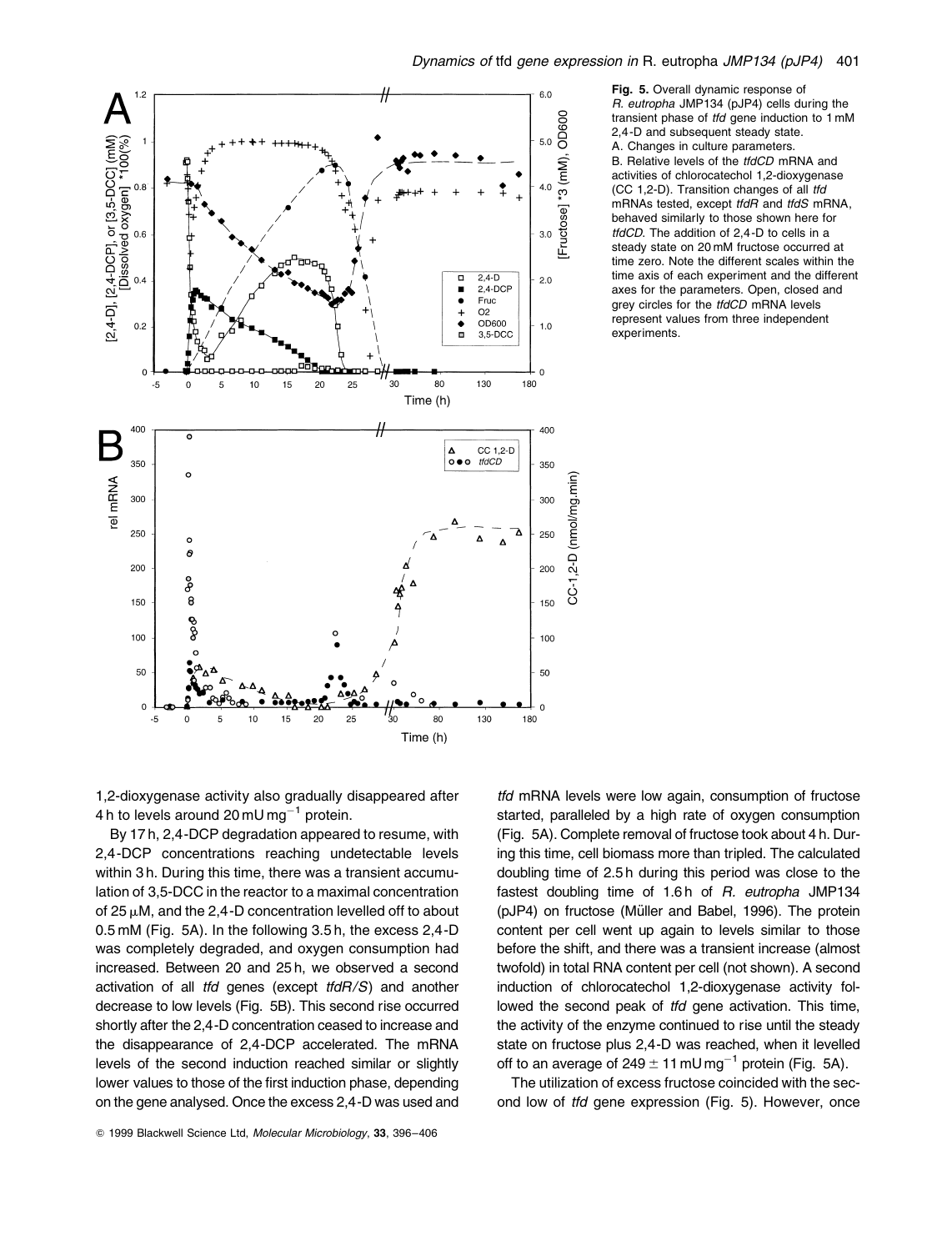**Fig. 5.** Overall dynamic response of *R. eutropha* JMP134 (pJP4) cells during the transient phase of *tfd* gene induction to 1 mM 2,4-D and subsequent steady state.
A. Changes in culture parameters.
B. Relative levels of the *tfdCD* mRNA and activities of chlorocatechol 1,2-dioxygenase (CC 1,2-D). Transition changes of all *tfd* mRNAs tested, except *tfdR* and *tfdS* mRNA, behaved similarly to those shown here for *tfdCD*. The addition of 2,4-D to cells in a steady state on 20 mM fructose occurred at time zero. Note the different scales within the time axis of each experiment and the different axes for the parameters. Open, closed and grey circles for the *tfdCD* mRNA levels represent values from three independent experiments.

1,2-dioxygenase activity also gradually disappeared after 4 h to levels around 20 mU $mg^{-1}$ protein.

By 17 h, 2,4-DCP degradation appeared to resume, with 2,4-DCP concentrations reaching undetectable levels within 3 h. During this time, there was a transient accumulation of 3,5-DCC in the reactor to a maximal concentration of 25 μM, and the 2,4-D concentration levelled off to about 0.5 mM (Fig. 5A). In the following 3.5 h, the excess 2,4-D was completely degraded, and oxygen consumption had increased. Between 20 and 25 h, we observed a second activation of all *tfd* genes (except *tfdR/S*) and another decrease to low levels (Fig. 5B). This second rise occurred shortly after the 2,4-D concentration ceased to increase and the disappearance of 2,4-DCP accelerated. The mRNA levels of the second induction reached similar or slightly lower values to those of the first induction phase, depending on the gene analysed. Once the excess 2,4-D was used and *tfd* mRNA levels were low again, consumption of fructose started, paralleled by a high rate of oxygen consumption (Fig. 5A). Complete removal of fructose took about 4 h. During this time, cell biomass more than tripled. The calculated doubling time of 2.5 h during this period was close to the fastest doubling time of 1.6 h of *R. eutropha* JMP134 (pJP4) on fructose (Müller and Babel, 1996). The protein content per cell went up again to levels similar to those before the shift, and there was a transient increase (almost twofold) in total RNA content per cell (not shown). A second induction of chlorocatechol 1,2-dioxygenase activity followed the second peak of *tfd* gene activation. This time, the activity of the enzyme continued to rise until the steady state on fructose plus 2,4-D was reached, when it levelled off to an average of 249 ± 11 mU $mg^{-1}$ protein (Fig. 5A).

The utilization of excess fructose coincided with the second low of *tfd* gene expression (Fig. 5). However, once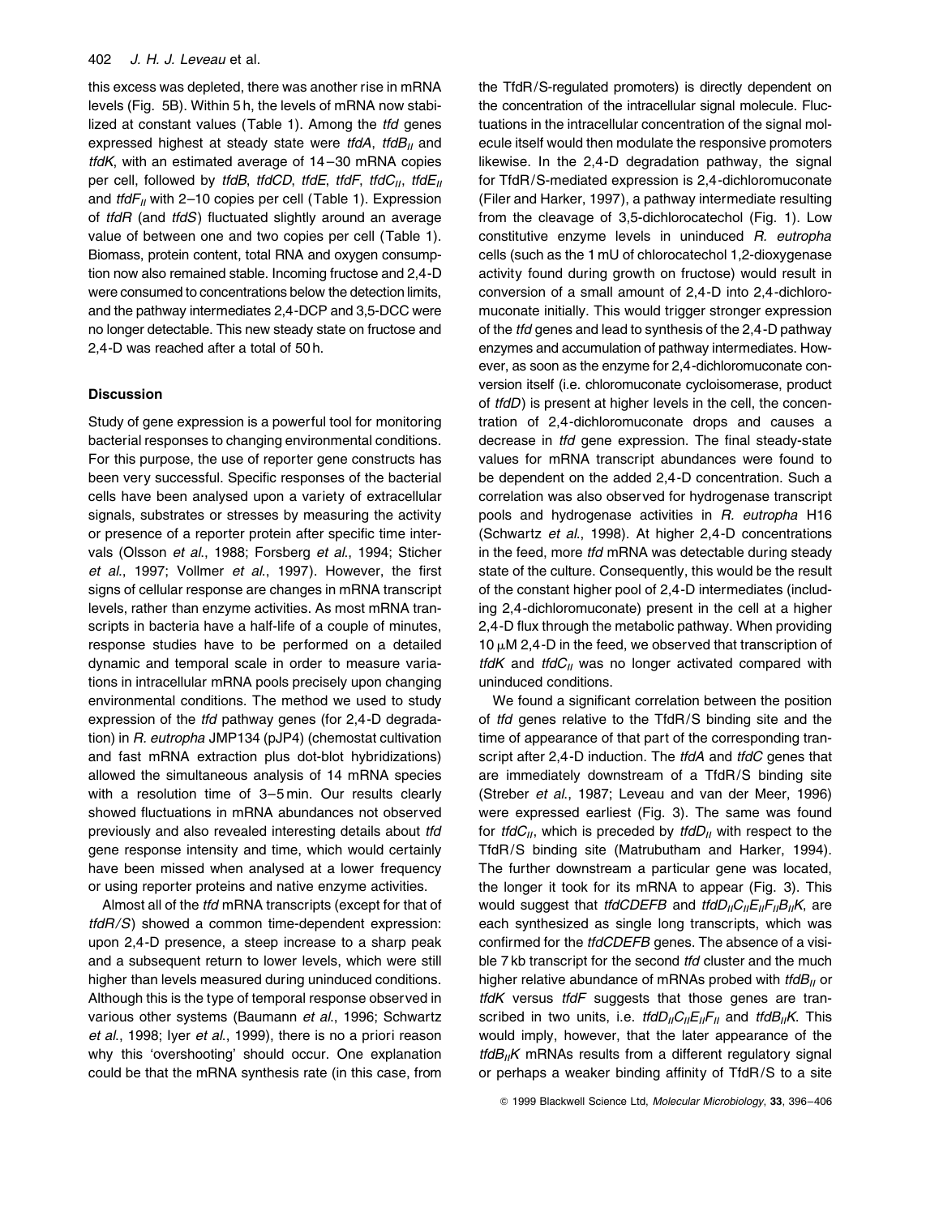this excess was depleted, there was another rise in mRNA levels (Fig. 5B). Within 5 h, the levels of mRNA now stabilized at constant values (Table 1). Among the *tfd* genes expressed highest at steady state were *tfdA*, *tfdB*$_{II}$ and *tfdK*, with an estimated average of 14–30 mRNA copies per cell, followed by *tfdB*, *tfdCD*, *tfdE*, *tfdF*, *tfdC*$_{II}$, *tfdE*$_{II}$ and *tfdF*$_{II}$ with 2–10 copies per cell (Table 1). Expression of *tfdR* (and *tfdS*) fluctuated slightly around an average value of between one and two copies per cell (Table 1). Biomass, protein content, total RNA and oxygen consumption now also remained stable. Incoming fructose and 2,4-D were consumed to concentrations below the detection limits, and the pathway intermediates 2,4-DCP and 3,5-DCC were no longer detectable. This new steady state on fructose and 2,4-D was reached after a total of 50 h.

## Discussion

Study of gene expression is a powerful tool for monitoring bacterial responses to changing environmental conditions. For this purpose, the use of reporter gene constructs has been very successful. Specific responses of the bacterial cells have been analysed upon a variety of extracellular signals, substrates or stresses by measuring the activity or presence of a reporter protein after specific time intervals (Olsson *et al*., 1988; Forsberg *et al*., 1994; Sticher *et al*., 1997; Vollmer *et al*., 1997). However, the first signs of cellular response are changes in mRNA transcript levels, rather than enzyme activities. As most mRNA transcripts in bacteria have a half-life of a couple of minutes, response studies have to be performed on a detailed dynamic and temporal scale in order to measure variations in intracellular mRNA pools precisely upon changing environmental conditions. The method we used to study expression of the *tfd* pathway genes (for 2,4-D degradation) in *R. eutropha* JMP134 (pJP4) (chemostat cultivation and fast mRNA extraction plus dot-blot hybridizations) allowed the simultaneous analysis of 14 mRNA species with a resolution time of 3–5 min. Our results clearly showed fluctuations in mRNA abundances not observed previously and also revealed interesting details about *tfd* gene response intensity and time, which would certainly have been missed when analysed at a lower frequency or using reporter proteins and native enzyme activities.

Almost all of the *tfd* mRNA transcripts (except for that of *tfdR/S*) showed a common time-dependent expression: upon 2,4-D presence, a steep increase to a sharp peak and a subsequent return to lower levels, which were still higher than levels measured during uninduced conditions. Although this is the type of temporal response observed in various other systems (Baumann *et al*., 1996; Schwartz *et al*., 1998; Iyer *et al*., 1999), there is no a priori reason why this 'overshooting' should occur. One explanation could be that the mRNA synthesis rate (in this case, from the TfdR/S-regulated promoters) is directly dependent on the concentration of the intracellular signal molecule. Fluctuations in the intracellular concentration of the signal molecule itself would then modulate the responsive promoters likewise. In the 2,4-D degradation pathway, the signal for TfdR/S-mediated expression is 2,4-dichloromuconate (Filer and Harker, 1997), a pathway intermediate resulting from the cleavage of 3,5-dichlorocatechol (Fig. 1). Low constitutive enzyme levels in uninduced *R. eutropha* cells (such as the 1 mU of chlorocatechol 1,2-dioxygenase activity found during growth on fructose) would result in conversion of a small amount of 2,4-D into 2,4-dichloromuconate initially. This would trigger stronger expression of the *tfd* genes and lead to synthesis of the 2,4-D pathway enzymes and accumulation of pathway intermediates. However, as soon as the enzyme for 2,4-dichloromuconate conversion itself (i.e. chloromuconate cycloisomerase, product of *tfdD*) is present at higher levels in the cell, the concentration of 2,4-dichloromuconate drops and causes a decrease in *tfd* gene expression. The final steady-state values for mRNA transcript abundances were found to be dependent on the added 2,4-D concentration. Such a correlation was also observed for hydrogenase transcript pools and hydrogenase activities in *R. eutropha* H16 (Schwartz *et al*., 1998). At higher 2,4-D concentrations in the feed, more *tfd* mRNA was detectable during steady state of the culture. Consequently, this would be the result of the constant higher pool of 2,4-D intermediates (including 2,4-dichloromuconate) present in the cell at a higher 2,4-D flux through the metabolic pathway. When providing 10 μM 2,4-D in the feed, we observed that transcription of *tfdK* and *tfdC*$_{II}$ was no longer activated compared with uninduced conditions.

We found a significant correlation between the position of *tfd* genes relative to the TfdR/S binding site and the time of appearance of that part of the corresponding transcript after 2,4-D induction. The *tfdA* and *tfdC* genes that are immediately downstream of a TfdR/S binding site (Streber *et al*., 1987; Leveau and van der Meer, 1996) were expressed earliest (Fig. 3). The same was found for *tfdC*$_{II}$, which is preceded by *tfdD*$_{II}$ with respect to the TfdR/S binding site (Matrubutham and Harker, 1994). The further downstream a particular gene was located, the longer it took for its mRNA to appear (Fig. 3). This would suggest that *tfdCDEFB* and *tfdD*$_{II}$*C*$_{II}$*E*$_{II}$*F*$_{II}$*B*$_{II}$*K*, are each synthesized as single long transcripts, which was confirmed for the *tfdCDEFB* genes. The absence of a visible 7 kb transcript for the second *tfd* cluster and the much higher relative abundance of mRNAs probed with *tfdB*$_{II}$ or *tfdK* versus *tfdF* suggests that those genes are transcribed in two units, i.e. *tfdD*$_{II}$*C*$_{II}$*E*$_{II}$*F*$_{II}$ and *tfdB*$_{II}$*K*. This would imply, however, that the later appearance of the *tfdB*$_{II}$*K* mRNAs results from a different regulatory signal or perhaps a weaker binding affinity of TfdR/S to a site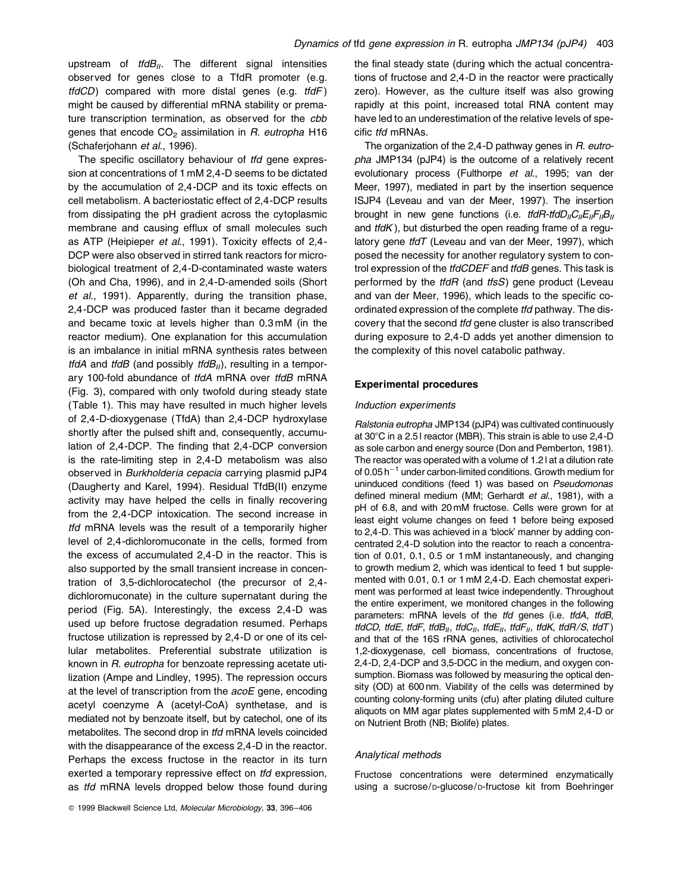upstream of $tfdB_{II}$. The different signal intensities observed for genes close to a TfdR promoter (e.g. *tfdCD*) compared with more distal genes (e.g. *tfdF*) might be caused by differential mRNA stability or premature transcription termination, as observed for the *cbb* genes that encode $CO_2$ assimilation in *R. eutropha* H16 (Schaferjohann *et al*., 1996).

The specific oscillatory behaviour of *tfd* gene expression at concentrations of 1 mM 2,4-D seems to be dictated by the accumulation of 2,4-DCP and its toxic effects on cell metabolism. A bacteriostatic effect of 2,4-DCP results from dissipating the pH gradient across the cytoplasmic membrane and causing efflux of small molecules such as ATP (Heipieper *et al*., 1991). Toxicity effects of 2,4-DCP were also observed in stirred tank reactors for microbiological treatment of 2,4-D-contaminated waste waters (Oh and Cha, 1996), and in 2,4-D-amended soils (Short *et al*., 1991). Apparently, during the transition phase, 2,4-DCP was produced faster than it became degraded and became toxic at levels higher than 0.3 mM (in the reactor medium). One explanation for this accumulation is an imbalance in initial mRNA synthesis rates between *tfdA* and *tfdB* (and possibly $tfdB_{II}$), resulting in a temporary 100-fold abundance of *tfdA* mRNA over *tfdB* mRNA (Fig. 3), compared with only twofold during steady state (Table 1). This may have resulted in much higher levels of 2,4-D-dioxygenase (TfdA) than 2,4-DCP hydroxylase shortly after the pulsed shift and, consequently, accumulation of 2,4-DCP. The finding that 2,4-DCP conversion is the rate-limiting step in 2,4-D metabolism was also observed in *Burkholderia cepacia* carrying plasmid pJP4 (Daugherty and Karel, 1994). Residual TfdB(II) enzyme activity may have helped the cells in finally recovering from the 2,4-DCP intoxication. The second increase in *tfd* mRNA levels was the result of a temporarily higher level of 2,4-dichloromuconate in the cells, formed from the excess of accumulated 2,4-D in the reactor. This is also supported by the small transient increase in concentration of 3,5-dichlorocatechol (the precursor of 2,4-dichloromuconate) in the culture supernatant during the period (Fig. 5A). Interestingly, the excess 2,4-D was used up before fructose degradation resumed. Perhaps fructose utilization is repressed by 2,4-D or one of its cellular metabolites. Preferential substrate utilization is known in *R. eutropha* for benzoate repressing acetate utilization (Ampe and Lindley, 1995). The repression occurs at the level of transcription from the *acoE* gene, encoding acetyl coenzyme A (acetyl-CoA) synthetase, and is mediated not by benzoate itself, but by catechol, one of its metabolites. The second drop in *tfd* mRNA levels coincided with the disappearance of the excess 2,4-D in the reactor. Perhaps the excess fructose in the reactor in its turn exerted a temporary repressive effect on *tfd* expression, as *tfd* mRNA levels dropped below those found during the final steady state (during which the actual concentrations of fructose and 2,4-D in the reactor were practically zero). However, as the culture itself was also growing rapidly at this point, increased total RNA content may have led to an underestimation of the relative levels of specific *tfd* mRNAs.

The organization of the 2,4-D pathway genes in *R. eutropha* JMP134 (pJP4) is the outcome of a relatively recent evolutionary process (Fulthorpe *et al*., 1995; van der Meer, 1997), mediated in part by the insertion sequence ISJP4 (Leveau and van der Meer, 1997). The insertion brought in new gene functions (i.e. *tfdR*-$tfdD_{II}C_{II}E_{II}F_{II}B_{II}$ and *tfdK*), but disturbed the open reading frame of a regulatory gene *tfdT* (Leveau and van der Meer, 1997), which posed the necessity for another regulatory system to control expression of the *tfdCDEF* and *tfdB* genes. This task is performed by the *tfdR* (and *tfsS*) gene product (Leveau and van der Meer, 1996), which leads to the specific coordinated expression of the complete *tfd* pathway. The discovery that the second *tfd* gene cluster is also transcribed during exposure to 2,4-D adds yet another dimension to the complexity of this novel catabolic pathway.

## Experimental procedures

### Induction experiments

*Ralstonia eutropha* JMP134 (pJP4) was cultivated continuously at 30°C in a 2.5 l reactor (MBR). This strain is able to use 2,4-D as sole carbon and energy source (Don and Pemberton, 1981). The reactor was operated with a volume of 1.2 l at a dilution rate of 0.05 $h^{-1}$ under carbon-limited conditions. Growth medium for uninduced conditions (feed 1) was based on *Pseudomonas* defined mineral medium (MM; Gerhardt *et al*., 1981), with a pH of 6.8, and with 20 mM fructose. Cells were grown for at least eight volume changes on feed 1 before being exposed to 2,4-D. This was achieved in a 'block' manner by adding concentrated 2,4-D solution into the reactor to reach a concentration of 0.01, 0.1, 0.5 or 1 mM instantaneously, and changing to growth medium 2, which was identical to feed 1 but supplemented with 0.01, 0.1 or 1 mM 2,4-D. Each chemostat experiment was performed at least twice independently. Throughout the entire experiment, we monitored changes in the following parameters: mRNA levels of the *tfd* genes (i.e. *tfdA*, *tfdB*, *tfdCD*, *tfdE*, *tfdF*, $tfdB_{II}$, $tfdC_{II}$, $tfdE_{II}$, $tfdF_{II}$, *tfdK*, *tfdR/S*, *tfdT*) and that of the 16S rRNA genes, activities of chlorocatechol 1,2-dioxygenase, cell biomass, concentrations of fructose, 2,4-D, 2,4-DCP and 3,5-DCC in the medium, and oxygen consumption. Biomass was followed by measuring the optical density (OD) at 600 nm. Viability of the cells was determined by counting colony-forming units (cfu) after plating diluted culture aliquots on MM agar plates supplemented with 5 mM 2,4-D or on Nutrient Broth (NB; Biolife) plates.

### Analytical methods

Fructose concentrations were determined enzymatically using a sucrose/D-glucose/D-fructose kit from Boehringer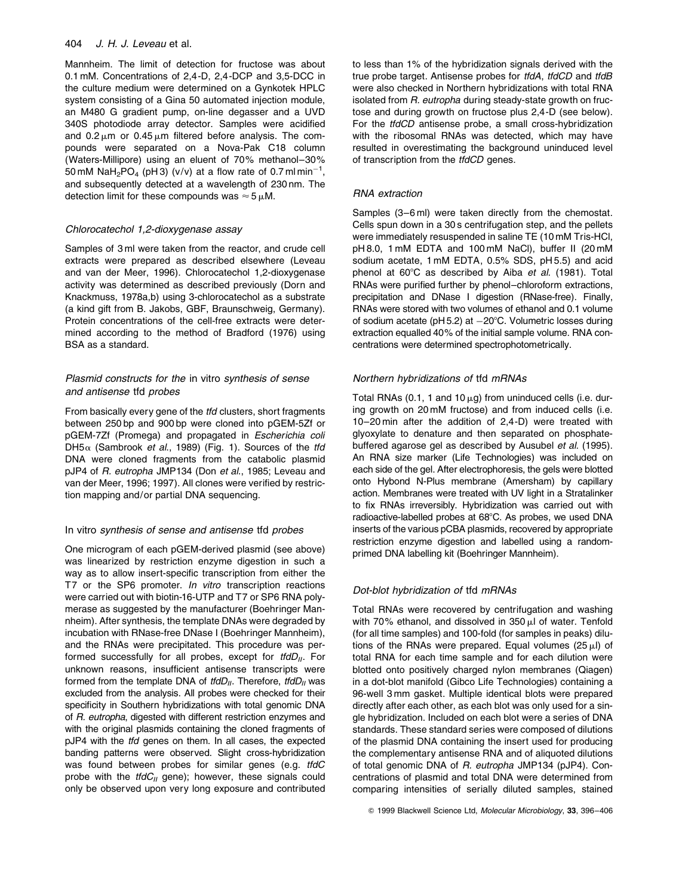Mannheim. The limit of detection for fructose was about 0.1 mM. Concentrations of 2,4-D, 2,4-DCP and 3,5-DCC in the culture medium were determined on a Gynkotek HPLC system consisting of a Gina 50 automated injection module, an M480 G gradient pump, on-line degasser and a UVD 340S photodiode array detector. Samples were acidified and 0.2 μm or 0.45 μm filtered before analysis. The compounds were separated on a Nova-Pak C18 column (Waters-Millipore) using an eluent of 70% methanol–30% 50 mM $NaH_2PO_4$ (pH 3) (v/v) at a flow rate of 0.7 ml $min^{-1}$, and subsequently detected at a wavelength of 230 nm. The detection limit for these compounds was ≈ 5 μM.

### *Chlorocatechol 1,2-dioxygenase assay*

Samples of 3 ml were taken from the reactor, and crude cell extracts were prepared as described elsewhere (Leveau and van der Meer, 1996). Chlorocatechol 1,2-dioxygenase activity was determined as described previously (Dorn and Knackmuss, 1978a,b) using 3-chlorocatechol as a substrate (a kind gift from B. Jakobs, GBF, Braunschweig, Germany). Protein concentrations of the cell-free extracts were determined according to the method of Bradford (1976) using BSA as a standard.

### *Plasmid constructs for the* in vitro *synthesis of sense and antisense* tfd *probes*

From basically every gene of the *tfd* clusters, short fragments between 250 bp and 900 bp were cloned into pGEM-5Zf or pGEM-7Zf (Promega) and propagated in *Escherichia coli* DH5α (Sambrook *et al.*, 1989) (Fig. 1). Sources of the *tfd* DNA were cloned fragments from the catabolic plasmid pJP4 of *R. eutropha* JMP134 (Don *et al.*, 1985; Leveau and van der Meer, 1996; 1997). All clones were verified by restriction mapping and/or partial DNA sequencing.

### In vitro *synthesis of sense and antisense* tfd *probes*

One microgram of each pGEM-derived plasmid (see above) was linearized by restriction enzyme digestion in such a way as to allow insert-specific transcription from either the T7 or the SP6 promoter. *In vitro* transcription reactions were carried out with biotin-16-UTP and T7 or SP6 RNA polymerase as suggested by the manufacturer (Boehringer Mannheim). After synthesis, the template DNAs were degraded by incubation with RNase-free DNase I (Boehringer Mannheim), and the RNAs were precipitated. This procedure was performed successfully for all probes, except for $tfdD_{II}$. For unknown reasons, insufficient antisense transcripts were formed from the template DNA of $tfdD_{II}$. Therefore, $tfdD_{II}$ was excluded from the analysis. All probes were checked for their specificity in Southern hybridizations with total genomic DNA of *R. eutropha*, digested with different restriction enzymes and with the original plasmids containing the cloned fragments of pJP4 with the *tfd* genes on them. In all cases, the expected banding patterns were observed. Slight cross-hybridization was found between probes for similar genes (e.g. *tfdC* probe with the $tfdC_{II}$ gene); however, these signals could only be observed upon very long exposure and contributed to less than 1% of the hybridization signals derived with the true probe target. Antisense probes for *tfdA*, *tfdCD* and *tfdB* were also checked in Northern hybridizations with total RNA isolated from *R. eutropha* during steady-state growth on fructose and during growth on fructose plus 2,4-D (see below). For the *tfdCD* antisense probe, a small cross-hybridization with the ribosomal RNAs was detected, which may have resulted in overestimating the background uninduced level of transcription from the *tfdCD* genes.

### *RNA extraction*

Samples (3–6 ml) were taken directly from the chemostat. Cells spun down in a 30 s centrifugation step, and the pellets were immediately resuspended in saline TE (10 mM Tris-HCl, pH 8.0, 1 mM EDTA and 100 mM NaCl), buffer II (20 mM sodium acetate, 1 mM EDTA, 0.5% SDS, pH 5.5) and acid phenol at 60°C as described by Aiba *et al.* (1981). Total RNAs were purified further by phenol–chloroform extractions, precipitation and DNase I digestion (RNase-free). Finally, RNAs were stored with two volumes of ethanol and 0.1 volume of sodium acetate (pH 5.2) at −20°C. Volumetric losses during extraction equalled 40% of the initial sample volume. RNA concentrations were determined spectrophotometrically.

### *Northern hybridizations of* tfd *mRNAs*

Total RNAs (0.1, 1 and 10 μg) from uninduced cells (i.e. during growth on 20 mM fructose) and from induced cells (i.e. 10–20 min after the addition of 2,4-D) were treated with glyoxylate to denature and then separated on phosphate-buffered agarose gel as described by Ausubel *et al.* (1995). An RNA size marker (Life Technologies) was included on each side of the gel. After electrophoresis, the gels were blotted onto Hybond N-Plus membrane (Amersham) by capillary action. Membranes were treated with UV light in a Stratalinker to fix RNAs irreversibly. Hybridization was carried out with radioactive-labelled probes at 68°C. As probes, we used DNA inserts of the various pCBA plasmids, recovered by appropriate restriction enzyme digestion and labelled using a random-primed DNA labelling kit (Boehringer Mannheim).

### *Dot-blot hybridization of* tfd *mRNAs*

Total RNAs were recovered by centrifugation and washing with 70% ethanol, and dissolved in 350 μl of water. Tenfold (for all time samples) and 100-fold (for samples in peaks) dilutions of the RNAs were prepared. Equal volumes (25 μl) of total RNA for each time sample and for each dilution were blotted onto positively charged nylon membranes (Qiagen) in a dot-blot manifold (Gibco Life Technologies) containing a 96-well 3 mm gasket. Multiple identical blots were prepared directly after each other, as each blot was only used for a single hybridization. Included on each blot were a series of DNA standards. These standard series were composed of dilutions of the plasmid DNA containing the insert used for producing the complementary antisense RNA and of aliquoted dilutions of total genomic DNA of *R. eutropha* JMP134 (pJP4). Concentrations of plasmid and total DNA were determined from comparing intensities of serially diluted samples, stained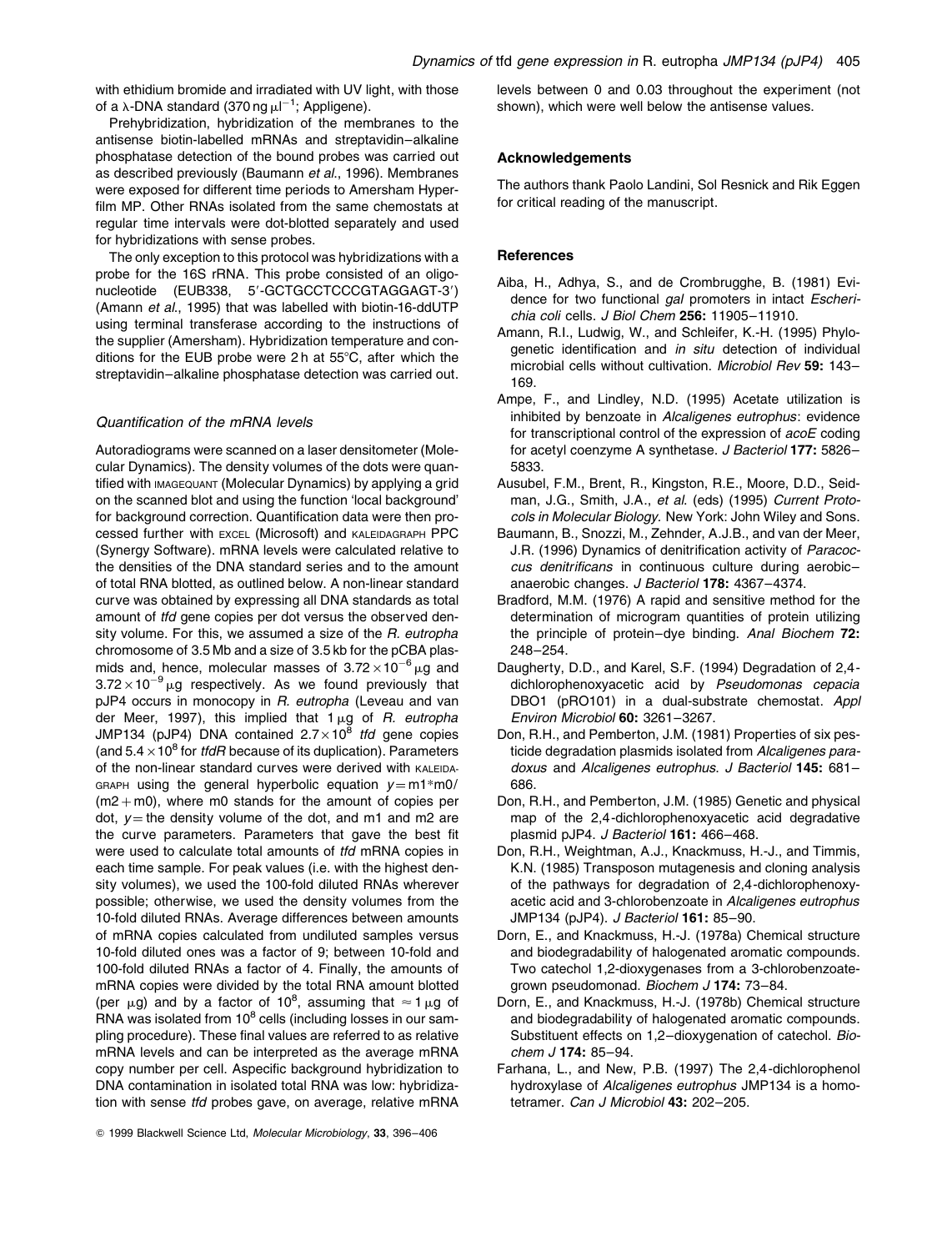with ethidium bromide and irradiated with UV light, with those of a λ-DNA standard (370 ng $\mu l^{-1}$; Appligene).

Prehybridization, hybridization of the membranes to the antisense biotin-labelled mRNAs and streptavidin–alkaline phosphatase detection of the bound probes was carried out as described previously (Baumann *et al*., 1996). Membranes were exposed for different time periods to Amersham Hyperfilm MP. Other RNAs isolated from the same chemostats at regular time intervals were dot-blotted separately and used for hybridizations with sense probes.

The only exception to this protocol was hybridizations with a probe for the 16S rRNA. This probe consisted of an oligonucleotide (EUB338, 5′-GCTGCCTCCCGTAGGAGT-3′) (Amann *et al*., 1995) that was labelled with biotin-16-ddUTP using terminal transferase according to the instructions of the supplier (Amersham). Hybridization temperature and conditions for the EUB probe were 2 h at 55°C, after which the streptavidin–alkaline phosphatase detection was carried out.

### *Quantification of the mRNA levels*

Autoradiograms were scanned on a laser densitometer (Molecular Dynamics). The density volumes of the dots were quantified with IMAGEQUANT (Molecular Dynamics) by applying a grid on the scanned blot and using the function 'local background' for background correction. Quantification data were then processed further with EXCEL (Microsoft) and KALEIDAGRAPH PPC (Synergy Software). mRNA levels were calculated relative to the densities of the DNA standard series and to the amount of total RNA blotted, as outlined below. A non-linear standard curve was obtained by expressing all DNA standards as total amount of *tfd* gene copies per dot versus the observed density volume. For this, we assumed a size of the *R. eutropha* chromosome of 3.5 Mb and a size of 3.5 kb for the pCBA plasmids and, hence, molecular masses of $3.72 \times 10^{-6}\,\mu g$ and $3.72 \times 10^{-9}\,\mu g$ respectively. As we found previously that pJP4 occurs in monocopy in *R. eutropha* (Leveau and van der Meer, 1997), this implied that 1 μg of *R. eutropha* JMP134 (pJP4) DNA contained $2.7 \times 10^{8}$ *tfd* gene copies (and $5.4 \times 10^{8}$ for *tfdR* because of its duplication). Parameters of the non-linear standard curves were derived with KALEIDAGRAPH using the general hyperbolic equation $y = m1{*}m0/(m2 + m0)$, where m0 stands for the amount of copies per dot, $y$ = the density volume of the dot, and m1 and m2 are the curve parameters. Parameters that gave the best fit were used to calculate total amounts of *tfd* mRNA copies in each time sample. For peak values (i.e. with the highest density volumes), we used the 100-fold diluted RNAs wherever possible; otherwise, we used the density volumes from the 10-fold diluted RNAs. Average differences between amounts of mRNA copies calculated from undiluted samples versus 10-fold diluted ones was a factor of 9; between 10-fold and 100-fold diluted RNAs a factor of 4. Finally, the amounts of mRNA copies were divided by the total RNA amount blotted (per μg) and by a factor of $10^{8}$, assuming that $\approx 1\,\mu g$ of RNA was isolated from $10^{8}$ cells (including losses in our sampling procedure). These final values are referred to as relative mRNA levels and can be interpreted as the average mRNA copy number per cell. Aspecific background hybridization to DNA contamination in isolated total RNA was low: hybridization with sense *tfd* probes gave, on average, relative mRNA levels between 0 and 0.03 throughout the experiment (not shown), which were well below the antisense values.

## Acknowledgements

The authors thank Paolo Landini, Sol Resnick and Rik Eggen for critical reading of the manuscript.

## References

Aiba, H., Adhya, S., and de Crombrugghe, B. (1981) Evidence for two functional *gal* promoters in intact *Escherichia coli* cells. *J Biol Chem* **256:** 11905–11910.

Amann, R.I., Ludwig, W., and Schleifer, K.-H. (1995) Phylogenetic identification and *in situ* detection of individual microbial cells without cultivation. *Microbiol Rev* **59:** 143–169.

Ampe, F., and Lindley, N.D. (1995) Acetate utilization is inhibited by benzoate in *Alcaligenes eutrophus*: evidence for transcriptional control of the expression of *acoE* coding for acetyl coenzyme A synthetase. *J Bacteriol* **177:** 5826–5833.

Ausubel, F.M., Brent, R., Kingston, R.E., Moore, D.D., Seidman, J.G., Smith, J.A., *et al.* (eds) (1995) *Current Protocols in Molecular Biology.* New York: John Wiley and Sons.

Baumann, B., Snozzi, M., Zehnder, A.J.B., and van der Meer, J.R. (1996) Dynamics of denitrification activity of *Paracoccus denitrificans* in continuous culture during aerobic–anaerobic changes. *J Bacteriol* **178:** 4367–4374.

Bradford, M.M. (1976) A rapid and sensitive method for the determination of microgram quantities of protein utilizing the principle of protein–dye binding. *Anal Biochem* **72:** 248–254.

Daugherty, D.D., and Karel, S.F. (1994) Degradation of 2,4-dichlorophenoxyacetic acid by *Pseudomonas cepacia* DBO1 (pRO101) in a dual-substrate chemostat. *Appl Environ Microbiol* **60:** 3261–3267.

Don, R.H., and Pemberton, J.M. (1981) Properties of six pesticide degradation plasmids isolated from *Alcaligenes paradoxus* and *Alcaligenes eutrophus*. *J Bacteriol* **145:** 681–686.

Don, R.H., and Pemberton, J.M. (1985) Genetic and physical map of the 2,4-dichlorophenoxyacetic acid degradative plasmid pJP4. *J Bacteriol* **161:** 466–468.

Don, R.H., Weightman, A.J., Knackmuss, H.-J., and Timmis, K.N. (1985) Transposon mutagenesis and cloning analysis of the pathways for degradation of 2,4-dichlorophenoxyacetic acid and 3-chlorobenzoate in *Alcaligenes eutrophus* JMP134 (pJP4). *J Bacteriol* **161:** 85–90.

Dorn, E., and Knackmuss, H.-J. (1978a) Chemical structure and biodegradability of halogenated aromatic compounds. Two catechol 1,2-dioxygenases from a 3-chlorobenzoate-grown pseudomonad. *Biochem J* **174:** 73–84.

Dorn, E., and Knackmuss, H.-J. (1978b) Chemical structure and biodegradability of halogenated aromatic compounds. Substituent effects on 1,2–dioxygenation of catechol. *Biochem J* **174:** 85–94.

Farhana, L., and New, P.B. (1997) The 2,4-dichlorophenol hydroxylase of *Alcaligenes eutrophus* JMP134 is a homotetramer. *Can J Microbiol* **43:** 202–205.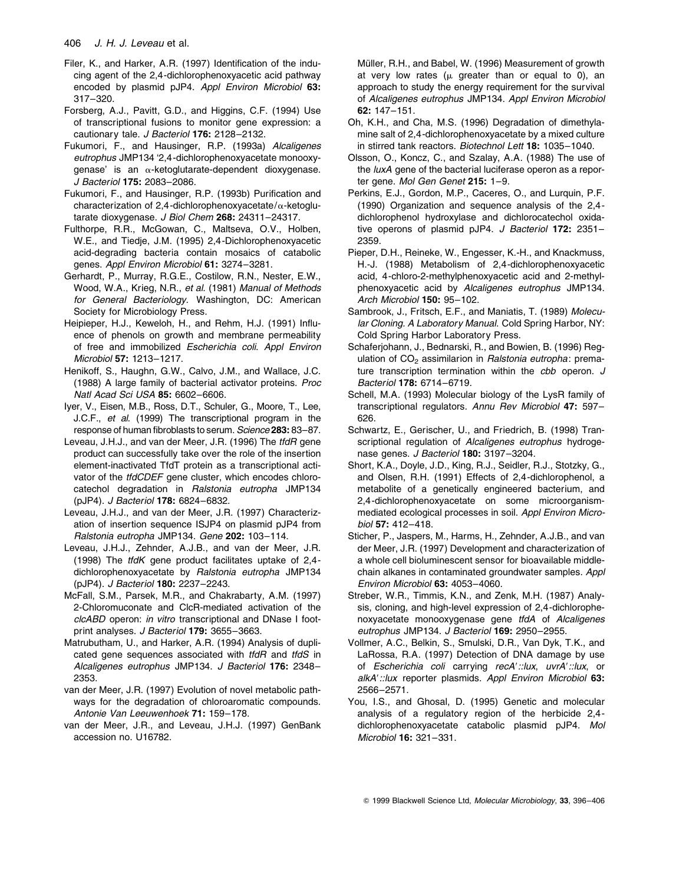Filer, K., and Harker, A.R. (1997) Identification of the inducing agent of the 2,4-dichlorophenoxyacetic acid pathway encoded by plasmid pJP4. *Appl Environ Microbiol* **63:** 317–320.

Forsberg, A.J., Pavitt, G.D., and Higgins, C.F. (1994) Use of transcriptional fusions to monitor gene expression: a cautionary tale. *J Bacteriol* **176:** 2128–2132.

Fukumori, F., and Hausinger, R.P. (1993a) *Alcaligenes eutrophus* JMP134 '2,4-dichlorophenoxyacetate monooxygenase' is an α-ketoglutarate-dependent dioxygenase. *J Bacteriol* **175:** 2083–2086.

Fukumori, F., and Hausinger, R.P. (1993b) Purification and characterization of 2,4-dichlorophenoxyacetate/α-ketoglutarate dioxygenase. *J Biol Chem* **268:** 24311–24317.

Fulthorpe, R.R., McGowan, C., Maltseva, O.V., Holben, W.E., and Tiedje, J.M. (1995) 2,4-Dichlorophenoxyacetic acid-degrading bacteria contain mosaics of catabolic genes. *Appl Environ Microbiol* **61:** 3274–3281.

Gerhardt, P., Murray, R.G.E., Costilow, R.N., Nester, E.W., Wood, W.A., Krieg, N.R., *et al.* (1981) *Manual of Methods for General Bacteriology*. Washington, DC: American Society for Microbiology Press.

Heipieper, H.J., Keweloh, H., and Rehm, H.J. (1991) Influence of phenols on growth and membrane permeability of free and immobilized *Escherichia coli*. *Appl Environ Microbiol* **57:** 1213–1217.

Henikoff, S., Haughn, G.W., Calvo, J.M., and Wallace, J.C. (1988) A large family of bacterial activator proteins. *Proc Natl Acad Sci USA* **85:** 6602–6606.

Iyer, V., Eisen, M.B., Ross, D.T., Schuler, G., Moore, T., Lee, J.C.F., *et al.* (1999) The transcriptional program in the response of human fibroblasts to serum. *Science* **283:** 83–87.

Leveau, J.H.J., and van der Meer, J.R. (1996) The *tfdR* gene product can successfully take over the role of the insertion element-inactivated TfdT protein as a transcriptional activator of the *tfdCDEF* gene cluster, which encodes chlorocatechol degradation in *Ralstonia eutropha* JMP134 (pJP4). *J Bacteriol* **178:** 6824–6832.

Leveau, J.H.J., and van der Meer, J.R. (1997) Characterization of insertion sequence ISJP4 on plasmid pJP4 from *Ralstonia eutropha* JMP134. *Gene* **202:** 103–114.

Leveau, J.H.J., Zehnder, A.J.B., and van der Meer, J.R. (1998) The *tfdK* gene product facilitates uptake of 2,4-dichlorophenoxyacetate by *Ralstonia eutropha* JMP134 (pJP4). *J Bacteriol* **180:** 2237–2243.

McFall, S.M., Parsek, M.R., and Chakrabarty, A.M. (1997) 2-Chloromuconate and ClcR-mediated activation of the *clcABD* operon: *in vitro* transcriptional and DNase I footprint analyses. *J Bacteriol* **179:** 3655–3663.

Matrubutham, U., and Harker, A.R. (1994) Analysis of duplicated gene sequences associated with *tfdR* and *tfdS* in *Alcaligenes eutrophus* JMP134. *J Bacteriol* **176:** 2348–2353.

van der Meer, J.R. (1997) Evolution of novel metabolic pathways for the degradation of chloroaromatic compounds. *Antonie Van Leeuwenhoek* **71:** 159–178.

van der Meer, J.R., and Leveau, J.H.J. (1997) GenBank accession no. U16782.

Müller, R.H., and Babel, W. (1996) Measurement of growth at very low rates (μ greater than or equal to 0), an approach to study the energy requirement for the survival of *Alcaligenes eutrophus* JMP134. *Appl Environ Microbiol* **62:** 147–151.

Oh, K.H., and Cha, M.S. (1996) Degradation of dimethylamine salt of 2,4-dichlorophenoxyacetate by a mixed culture in stirred tank reactors. *Biotechnol Lett* **18:** 1035–1040.

Olsson, O., Koncz, C., and Szalay, A.A. (1988) The use of the *luxA* gene of the bacterial luciferase operon as a reporter gene. *Mol Gen Genet* **215:** 1–9.

Perkins, E.J., Gordon, M.P., Caceres, O., and Lurquin, P.F. (1990) Organization and sequence analysis of the 2,4-dichlorophenol hydroxylase and dichlorocatechol oxidative operons of plasmid pJP4. *J Bacteriol* **172:** 2351–2359.

Pieper, D.H., Reineke, W., Engesser, K.-H., and Knackmuss, H.-J. (1988) Metabolism of 2,4-dichlorophenoxyacetic acid, 4-chloro-2-methylphenoxyacetic acid and 2-methylphenoxyacetic acid by *Alcaligenes eutrophus* JMP134. *Arch Microbiol* **150:** 95–102.

Sambrook, J., Fritsch, E.F., and Maniatis, T. (1989) *Molecular Cloning. A Laboratory Manual*. Cold Spring Harbor, NY: Cold Spring Harbor Laboratory Press.

Schaferjohann, J., Bednarski, R., and Bowien, B. (1996) Regulation of $CO_2$ assimilarion in *Ralstonia eutropha*: premature transcription termination within the *cbb* operon. *J Bacteriol* **178:** 6714–6719.

Schell, M.A. (1993) Molecular biology of the LysR family of transcriptional regulators. *Annu Rev Microbiol* **47:** 597–626.

Schwartz, E., Gerischer, U., and Friedrich, B. (1998) Transcriptional regulation of *Alcaligenes eutrophus* hydrogenase genes. *J Bacteriol* **180:** 3197–3204.

Short, K.A., Doyle, J.D., King, R.J., Seidler, R.J., Stotzky, G., and Olsen, R.H. (1991) Effects of 2,4-dichlorophenol, a metabolite of a genetically engineered bacterium, and 2,4-dichlorophenoxyacetate on some microorganism-mediated ecological processes in soil. *Appl Environ Microbiol* **57:** 412–418.

Sticher, P., Jaspers, M., Harms, H., Zehnder, A.J.B., and van der Meer, J.R. (1997) Development and characterization of a whole cell bioluminescent sensor for bioavailable middle-chain alkanes in contaminated groundwater samples. *Appl Environ Microbiol* **63:** 4053–4060.

Streber, W.R., Timmis, K.N., and Zenk, M.H. (1987) Analysis, cloning, and high-level expression of 2,4-dichlorophenoxyacetate monooxygenase gene *tfdA* of *Alcaligenes eutrophus* JMP134. *J Bacteriol* **169:** 2950–2955.

Vollmer, A.C., Belkin, S., Smulski, D.R., Van Dyk, T.K., and LaRossa, R.A. (1997) Detection of DNA damage by use of *Escherichia coli* carrying *recA'::lux*, *uvrA'::lux*, or *alkA'::lux* reporter plasmids. *Appl Environ Microbiol* **63:** 2566–2571.

You, I.S., and Ghosal, D. (1995) Genetic and molecular analysis of a regulatory region of the herbicide 2,4-dichlorophenoxyacetate catabolic plasmid pJP4. *Mol Microbiol* **16:** 321–331.